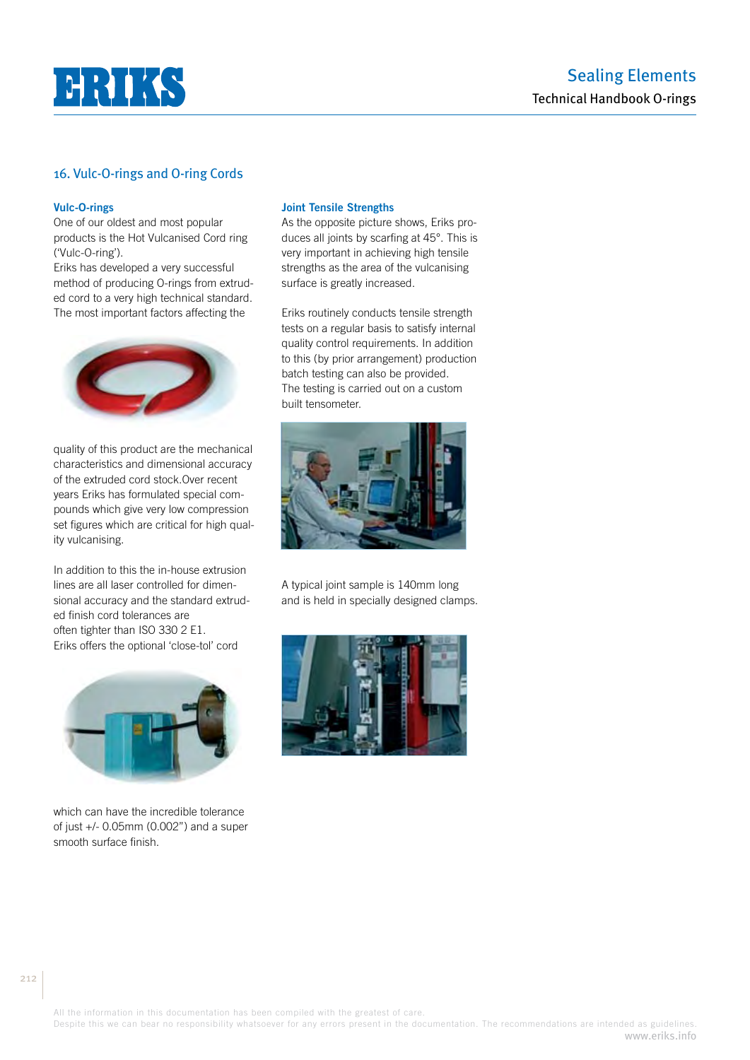## 16. Vulc-O-rings and O-ring Cords

### Vulc-O-rings

One of our oldest and most popular products is the Hot Vulcanised Cord ring ('Vulc-O-ring').
Eriks has developed a very successful method of producing O-rings from extruded cord to a very high technical standard. The most important factors affecting the quality of this product are the mechanical characteristics and dimensional accuracy of the extruded cord stock.Over recent years Eriks has formulated special compounds which give very low compression set figures which are critical for high quality vulcanising.

In addition to this the in-house extrusion lines are all laser controlled for dimensional accuracy and the standard extruded finish cord tolerances are often tighter than ISO 330 2 E1.
Eriks offers the optional 'close-tol' cord which can have the incredible tolerance of just +/- 0.05mm (0.002") and a super smooth surface finish.

### Joint Tensile Strengths

As the opposite picture shows, Eriks produces all joints by scarfing at 45°. This is very important in achieving high tensile strengths as the area of the vulcanising surface is greatly increased.

Eriks routinely conducts tensile strength tests on a regular basis to satisfy internal quality control requirements. In addition to this (by prior arrangement) production batch testing can also be provided.
The testing is carried out on a custom built tensometer.

A typical joint sample is 140mm long and is held in specially designed clamps.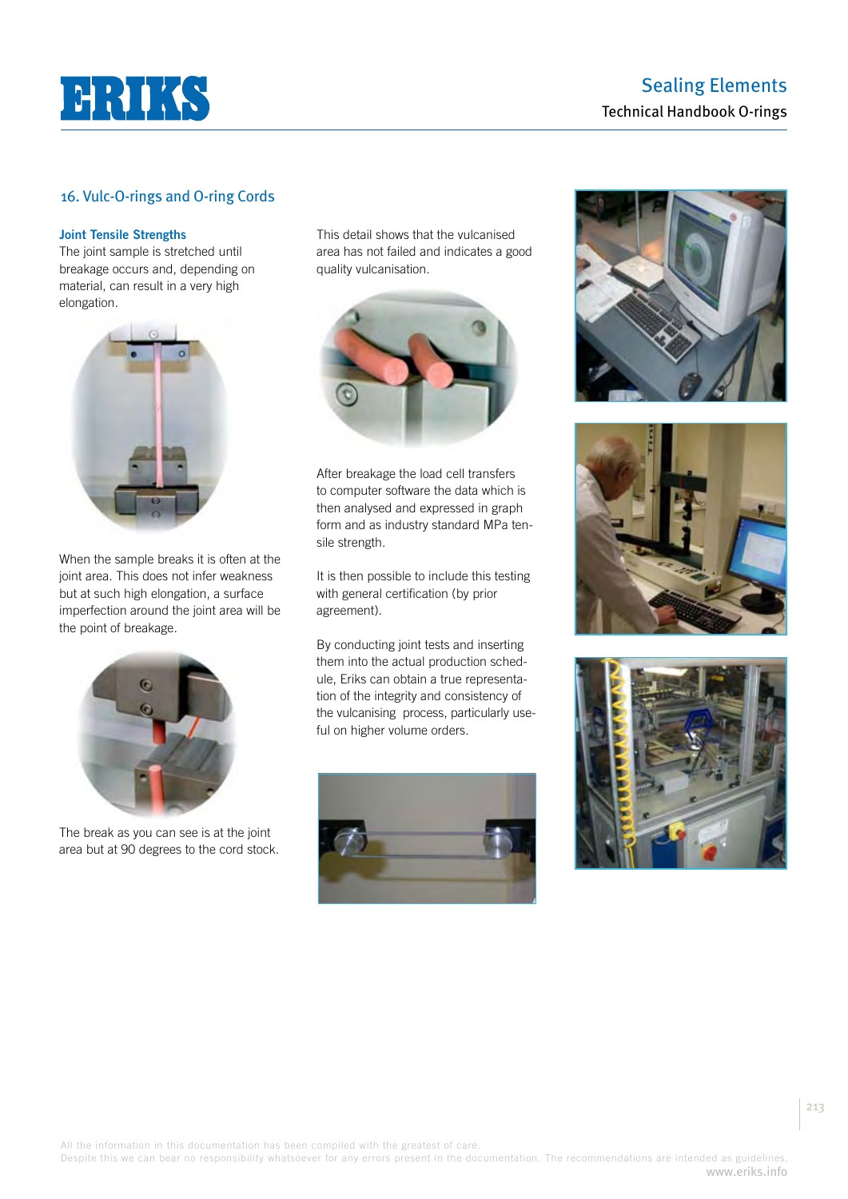## 16. Vulc-O-rings and O-ring Cords

### Joint Tensile Strengths

The joint sample is stretched until breakage occurs and, depending on material, can result in a very high elongation.

When the sample breaks it is often at the joint area. This does not infer weakness but at such high elongation, a surface imperfection around the joint area will be the point of breakage.

The break as you can see is at the joint area but at 90 degrees to the cord stock.

This detail shows that the vulcanised area has not failed and indicates a good quality vulcanisation.

After breakage the load cell transfers to computer software the data which is then analysed and expressed in graph form and as industry standard MPa tensile strength.

It is then possible to include this testing with general certification (by prior agreement).

By conducting joint tests and inserting them into the actual production schedule, Eriks can obtain a true representation of the integrity and consistency of the vulcanising process, particularly useful on higher volume orders.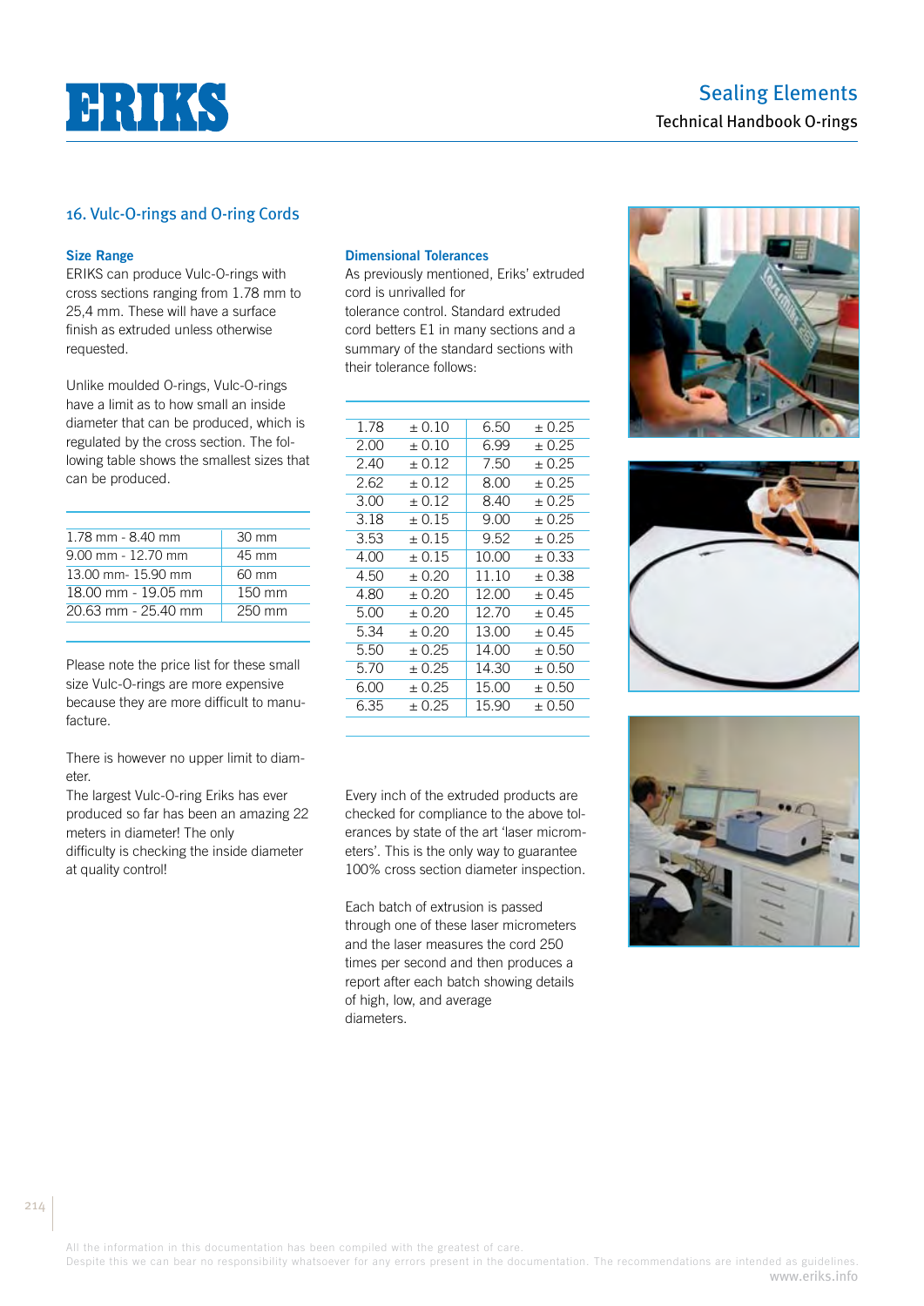## 16. Vulc-O-rings and O-ring Cords

### Size Range

ERIKS can produce Vulc-O-rings with cross sections ranging from 1.78 mm to 25,4 mm. These will have a surface finish as extruded unless otherwise requested.

Unlike moulded O-rings, Vulc-O-rings have a limit as to how small an inside diameter that can be produced, which is regulated by the cross section. The following table shows the smallest sizes that can be produced.

| | |
|---|---|
| 1.78 mm - 8.40 mm | 30 mm |
| 9.00 mm - 12.70 mm | 45 mm |
| 13.00 mm- 15.90 mm | 60 mm |
| 18.00 mm - 19.05 mm | 150 mm |
| 20.63 mm - 25.40 mm | 250 mm |

Please note the price list for these small size Vulc-O-rings are more expensive because they are more difficult to manufacture.

There is however no upper limit to diameter.
The largest Vulc-O-ring Eriks has ever produced so far has been an amazing 22 meters in diameter! The only difficulty is checking the inside diameter at quality control!

### Dimensional Tolerances

As previously mentioned, Eriks' extruded cord is unrivalled for tolerance control. Standard extruded cord betters E1 in many sections and a summary of the standard sections with their tolerance follows:

| | | | |
|---|---|---|---|
| 1.78 | ± 0.10 | 6.50 | ± 0.25 |
| 2.00 | ± 0.10 | 6.99 | ± 0.25 |
| 2.40 | ± 0.12 | 7.50 | ± 0.25 |
| 2.62 | ± 0.12 | 8.00 | ± 0.25 |
| 3.00 | ± 0.12 | 8.40 | ± 0.25 |
| 3.18 | ± 0.15 | 9.00 | ± 0.25 |
| 3.53 | ± 0.15 | 9.52 | ± 0.25 |
| 4.00 | ± 0.15 | 10.00 | ± 0.33 |
| 4.50 | ± 0.20 | 11.10 | ± 0.38 |
| 4.80 | ± 0.20 | 12.00 | ± 0.45 |
| 5.00 | ± 0.20 | 12.70 | ± 0.45 |
| 5.34 | ± 0.20 | 13.00 | ± 0.45 |
| 5.50 | ± 0.25 | 14.00 | ± 0.50 |
| 5.70 | ± 0.25 | 14.30 | ± 0.50 |
| 6.00 | ± 0.25 | 15.00 | ± 0.50 |
| 6.35 | ± 0.25 | 15.90 | ± 0.50 |

Every inch of the extruded products are checked for compliance to the above tolerances by state of the art 'laser micrometers'. This is the only way to guarantee 100% cross section diameter inspection.

Each batch of extrusion is passed through one of these laser micrometers and the laser measures the cord 250 times per second and then produces a report after each batch showing details of high, low, and average diameters.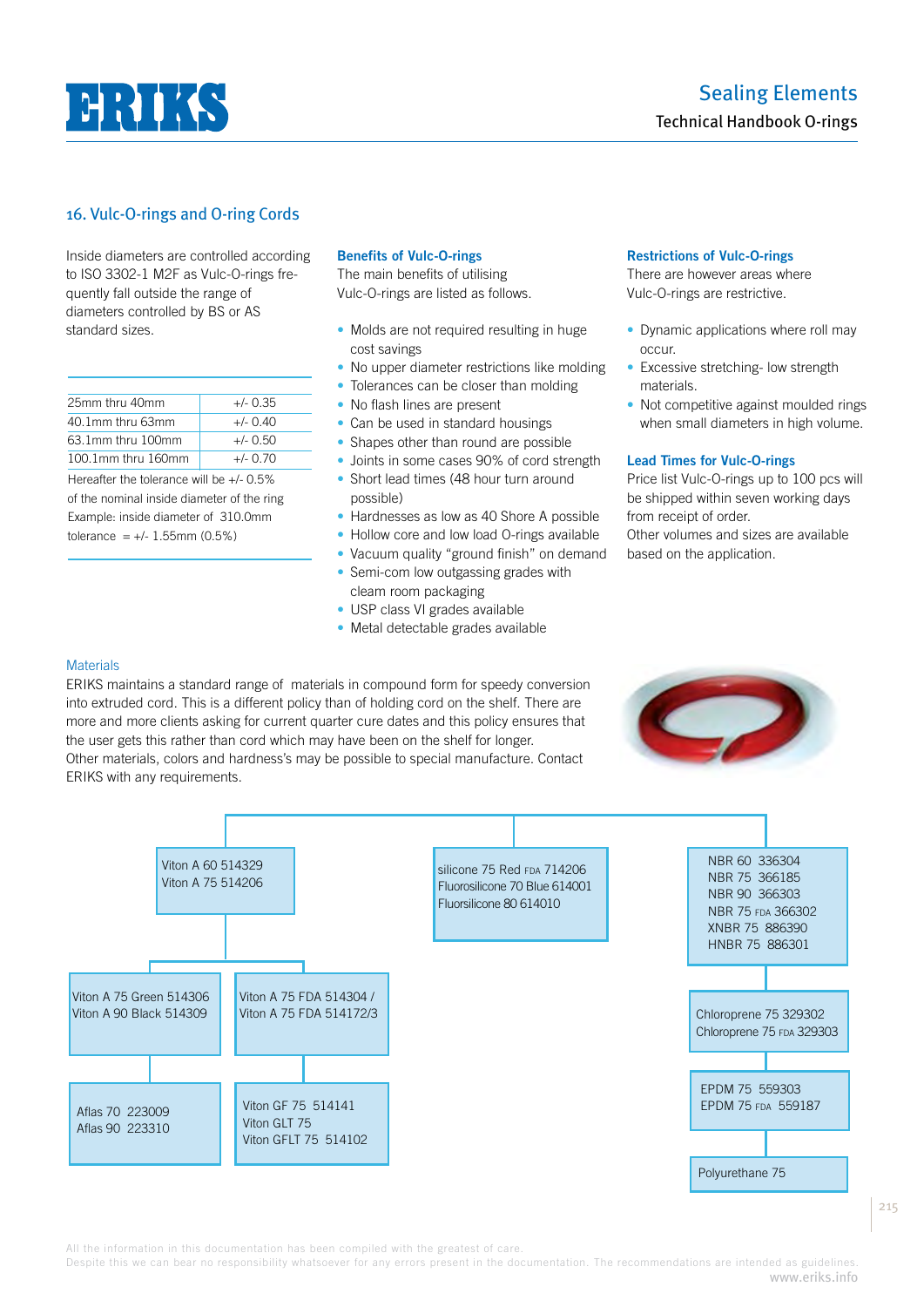## 16. Vulc-O-rings and O-ring Cords

Inside diameters are controlled according to ISO 3302-1 M2F as Vulc-O-rings frequently fall outside the range of diameters controlled by BS or AS standard sizes.

| | |
|---|---|
| 25mm thru 40mm | +/- 0.35 |
| 40.1mm thru 63mm | +/- 0.40 |
| 63.1mm thru 100mm | +/- 0.50 |
| 100.1mm thru 160mm | +/- 0.70 |

Hereafter the tolerance will be +/- 0.5% of the nominal inside diameter of the ring
Example: inside diameter of 310.0mm tolerance = +/- 1.55mm (0.5%)

**Benefits of Vulc-O-rings**
The main benefits of utilising Vulc-O-rings are listed as follows.

- Molds are not required resulting in huge cost savings
- No upper diameter restrictions like molding
- Tolerances can be closer than molding
- No flash lines are present
- Can be used in standard housings
- Shapes other than round are possible
- Joints in some cases 90% of cord strength
- Short lead times (48 hour turn around possible)
- Hardnesses as low as 40 Shore A possible
- Hollow core and low load O-rings available
- Vacuum quality "ground finish" on demand
- Semi-com low outgassing grades with cleam room packaging
- USP class VI grades available
- Metal detectable grades available

**Restrictions of Vulc-O-rings**
There are however areas where Vulc-O-rings are restrictive.

- Dynamic applications where roll may occur.
- Excessive stretching- low strength materials.
- Not competitive against moulded rings when small diameters in high volume.

**Lead Times for Vulc-O-rings**
Price list Vulc-O-rings up to 100 pcs will be shipped within seven working days from receipt of order.
Other volumes and sizes are available based on the application.

### Materials

ERIKS maintains a standard range of materials in compound form for speedy conversion into extruded cord. This is a different policy than of holding cord on the shelf. There are more and more clients asking for current quarter cure dates and this policy ensures that the user gets this rather than cord which may have been on the shelf for longer.
Other materials, colors and hardness's may be possible to special manufacture. Contact ERIKS with any requirements.

- Viton A 60 514329
  Viton A 75 514206
  - Viton A 75 Green 514306
    Viton A 90 Black 514309
    - Aflas 70 223009
      Aflas 90 223310
  - Viton A 75 FDA 514304 /
    Viton A 75 FDA 514172/3
    - Viton GF 75 514141
      Viton GLT 75
      Viton GFLT 75 514102
- silicone 75 Red FDA 714206
  Fluorosilicone 70 Blue 614001
  Fluorsilicone 80 614010
- NBR 60 336304
  NBR 75 366185
  NBR 90 366303
  NBR 75 FDA 366302
  XNBR 75 886390
  HNBR 75 886301
  - Chloroprene 75 329302
    Chloroprene 75 FDA 329303
    - EPDM 75 559303
      EPDM 75 FDA 559187
      - Polyurethane 75

All the information in this documentation has been compiled with the greatest of care.
Despite this we can bear no responsibility whatsoever for any errors present in the documentation. The recommendations are intended as guidelines.
www.eriks.info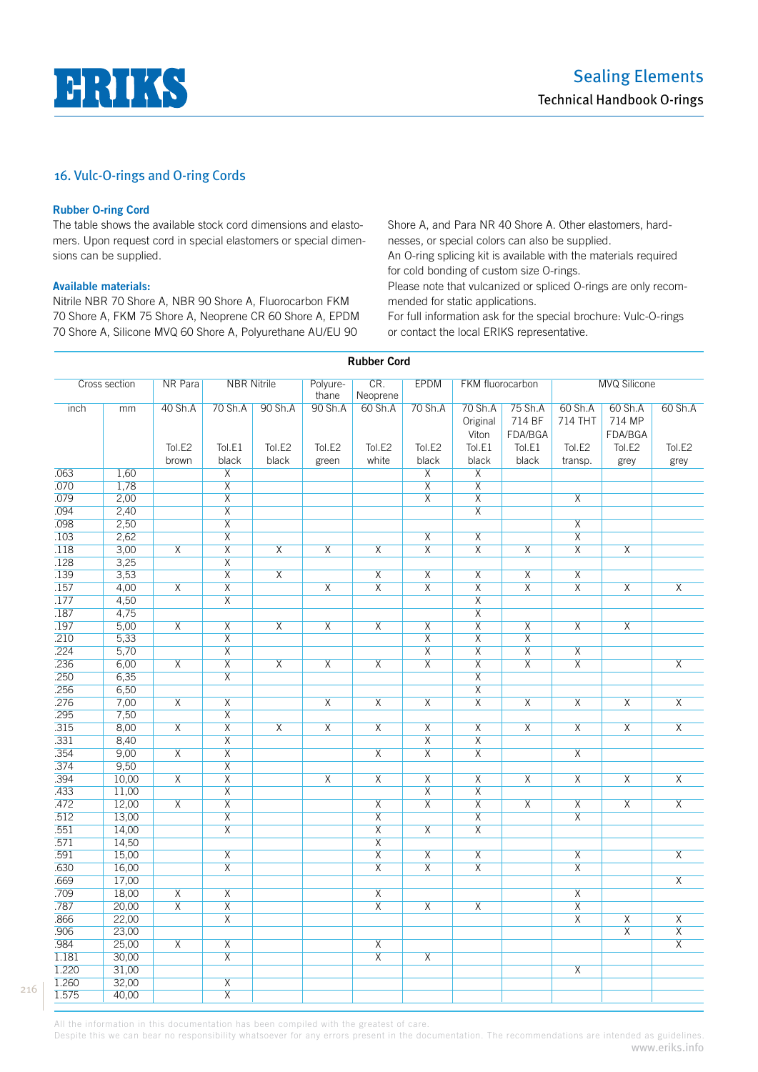## 16. Vulc-O-rings and O-ring Cords

### Rubber O-ring Cord

The table shows the available stock cord dimensions and elastomers. Upon request cord in special elastomers or special dimensions can be supplied.

### Available materials:

Nitrile NBR 70 Shore A, NBR 90 Shore A, Fluorocarbon FKM 70 Shore A, FKM 75 Shore A, Neoprene CR 60 Shore A, EPDM 70 Shore A, Silicone MVQ 60 Shore A, Polyurethane AU/EU 90 Shore A, and Para NR 40 Shore A. Other elastomers, hardnesses, or special colors can also be supplied.

An O-ring splicing kit is available with the materials required for cold bonding of custom size O-rings.

Please note that vulcanized or spliced O-rings are only recommended for static applications.

For full information ask for the special brochure: Vulc-O-rings or contact the local ERIKS representative.

**Rubber Cord**

| Cross section | | NR Para | NBR Nitrile | | Polyurethane | CR. Neoprene | EPDM | FKM fluorocarbon | | MVQ Silicone | | |
|---|---|---|---|---|---|---|---|---|---|---|---|---|
| inch | mm | 40 Sh.A Tol.E2 brown | 70 Sh.A Tol.E1 black | 90 Sh.A Tol.E2 black | 90 Sh.A Tol.E2 green | 60 Sh.A Tol.E2 white | 70 Sh.A Tol.E2 black | 70 Sh.A Original Viton Tol.E1 black | 75 Sh.A 714 BF FDA/BGA Tol.E1 black | 60 Sh.A 714 THT Tol.E2 transp. | 60 Sh.A 714 MP FDA/BGA Tol.E2 grey | 60 Sh.A Tol.E2 grey |
| .063 | 1,60 | | X | | | | X | X | | | | |
| .070 | 1,78 | | X | | | | X | X | | | | |
| .079 | 2,00 | | X | | | | X | X | | X | | |
| .094 | 2,40 | | X | | | | | X | | | | |
| .098 | 2,50 | | X | | | | | | | X | | |
| .103 | 2,62 | | X | | | | X | X | | X | | |
| .118 | 3,00 | X | X | X | X | X | X | X | X | X | X | |
| .128 | 3,25 | | X | | | | | | | | | |
| .139 | 3,53 | | X | X | | X | X | X | X | X | | |
| .157 | 4,00 | X | X | | X | X | X | X | X | X | X | X |
| .177 | 4,50 | | X | | | | | X | | | | |
| .187 | 4,75 | | | | | | | X | | | | |
| .197 | 5,00 | X | X | X | X | X | X | X | X | X | X | |
| .210 | 5,33 | | X | | | | X | X | X | | | |
| .224 | 5,70 | | X | | | | X | X | X | X | | |
| .236 | 6,00 | X | X | X | X | X | X | X | X | X | | X |
| .250 | 6,35 | | X | | | | | X | | | | |
| .256 | 6,50 | | | | | | | X | | | | |
| .276 | 7,00 | X | X | | X | X | X | X | X | X | X | X |
| .295 | 7,50 | | X | | | | | | | | | |
| .315 | 8,00 | X | X | X | X | X | X | X | X | X | X | X |
| .331 | 8,40 | | X | | | | X | X | | | | |
| .354 | 9,00 | X | X | | | X | X | X | | X | | |
| .374 | 9,50 | | X | | | | | | | | | |
| .394 | 10,00 | X | X | | X | X | X | X | X | X | X | X |
| .433 | 11,00 | | X | | | | X | X | | | | |
| .472 | 12,00 | X | X | | | X | X | X | X | X | X | X |
| .512 | 13,00 | | X | | | X | | X | | X | | |
| .551 | 14,00 | | X | | | X | X | X | | | | |
| .571 | 14,50 | | | | | X | | | | | | |
| .591 | 15,00 | | X | | | X | X | X | | X | | X |
| .630 | 16,00 | | X | | | X | X | X | | X | | |
| .669 | 17,00 | | | | | | | | | | | X |
| .709 | 18,00 | X | X | | | X | | | | X | | |
| .787 | 20,00 | X | X | | | X | X | X | | X | | |
| .866 | 22,00 | | X | | | | | | | X | X | X |
| .906 | 23,00 | | | | | | | | | | X | X |
| .984 | 25,00 | X | X | | | X | | | | | | X |
| 1.181 | 30,00 | | X | | | X | X | | | | | |
| 1.220 | 31,00 | | | | | | | | | X | | |
| 1.260 | 32,00 | | X | | | | | | | | | |
| 1.575 | 40,00 | | X | | | | | | | | | |

All the information in this documentation has been compiled with the greatest of care.
Despite this we can bear no responsibility whatsoever for any errors present in the documentation. The recommendations are intended as guidelines.